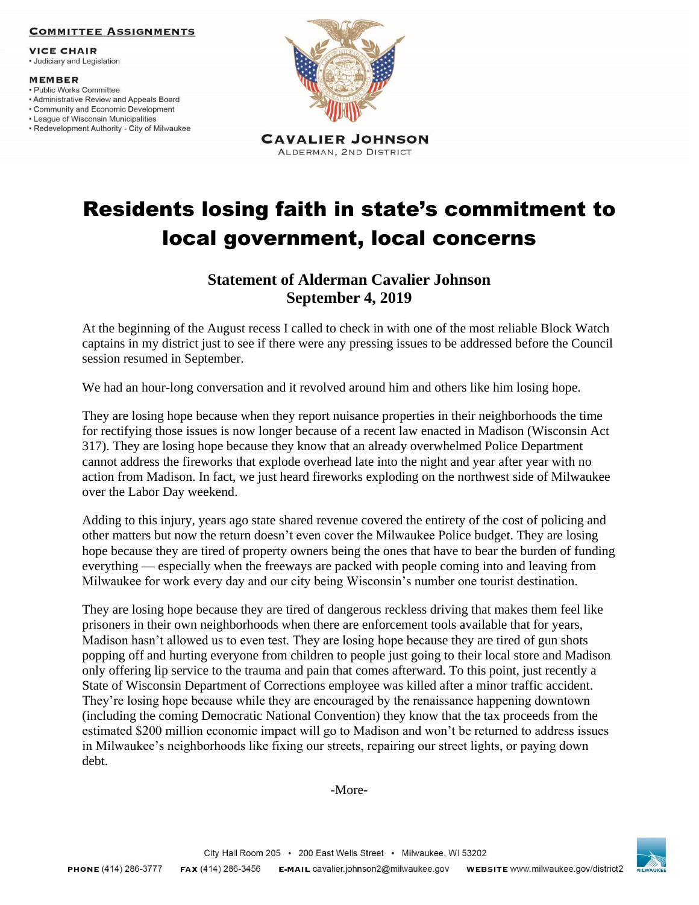**Committee Assignments**

**Vice Chair**
- Judiciary and Legislation

**Member**
- Public Works Committee
- Administrative Review and Appeals Board
- Community and Economic Development
- League of Wisconsin Municipalities
- Redevelopment Authority - City of Milwaukee

**CAVALIER JOHNSON**
ALDERMAN, 2ND DISTRICT

# Residents losing faith in state's commitment to local government, local concerns

## Statement of Alderman Cavalier Johnson
## September 4, 2019

At the beginning of the August recess I called to check in with one of the most reliable Block Watch captains in my district just to see if there were any pressing issues to be addressed before the Council session resumed in September.

We had an hour-long conversation and it revolved around him and others like him losing hope.

They are losing hope because when they report nuisance properties in their neighborhoods the time for rectifying those issues is now longer because of a recent law enacted in Madison (Wisconsin Act 317). They are losing hope because they know that an already overwhelmed Police Department cannot address the fireworks that explode overhead late into the night and year after year with no action from Madison. In fact, we just heard fireworks exploding on the northwest side of Milwaukee over the Labor Day weekend.

Adding to this injury, years ago state shared revenue covered the entirety of the cost of policing and other matters but now the return doesn't even cover the Milwaukee Police budget. They are losing hope because they are tired of property owners being the ones that have to bear the burden of funding everything — especially when the freeways are packed with people coming into and leaving from Milwaukee for work every day and our city being Wisconsin's number one tourist destination.

They are losing hope because they are tired of dangerous reckless driving that makes them feel like prisoners in their own neighborhoods when there are enforcement tools available that for years, Madison hasn't allowed us to even test. They are losing hope because they are tired of gun shots popping off and hurting everyone from children to people just going to their local store and Madison only offering lip service to the trauma and pain that comes afterward. To this point, just recently a State of Wisconsin Department of Corrections employee was killed after a minor traffic accident. They're losing hope because while they are encouraged by the renaissance happening downtown (including the coming Democratic National Convention) they know that the tax proceeds from the estimated $200 million economic impact will go to Madison and won't be returned to address issues in Milwaukee's neighborhoods like fixing our streets, repairing our street lights, or paying down debt.

-More-

City Hall Room 205 • 200 East Wells Street • Milwaukee, WI 53202

**PHONE** (414) 286-3777 **FAX** (414) 286-3456 **E-MAIL** cavalier.johnson2@milwaukee.gov **WEBSITE** www.milwaukee.gov/district2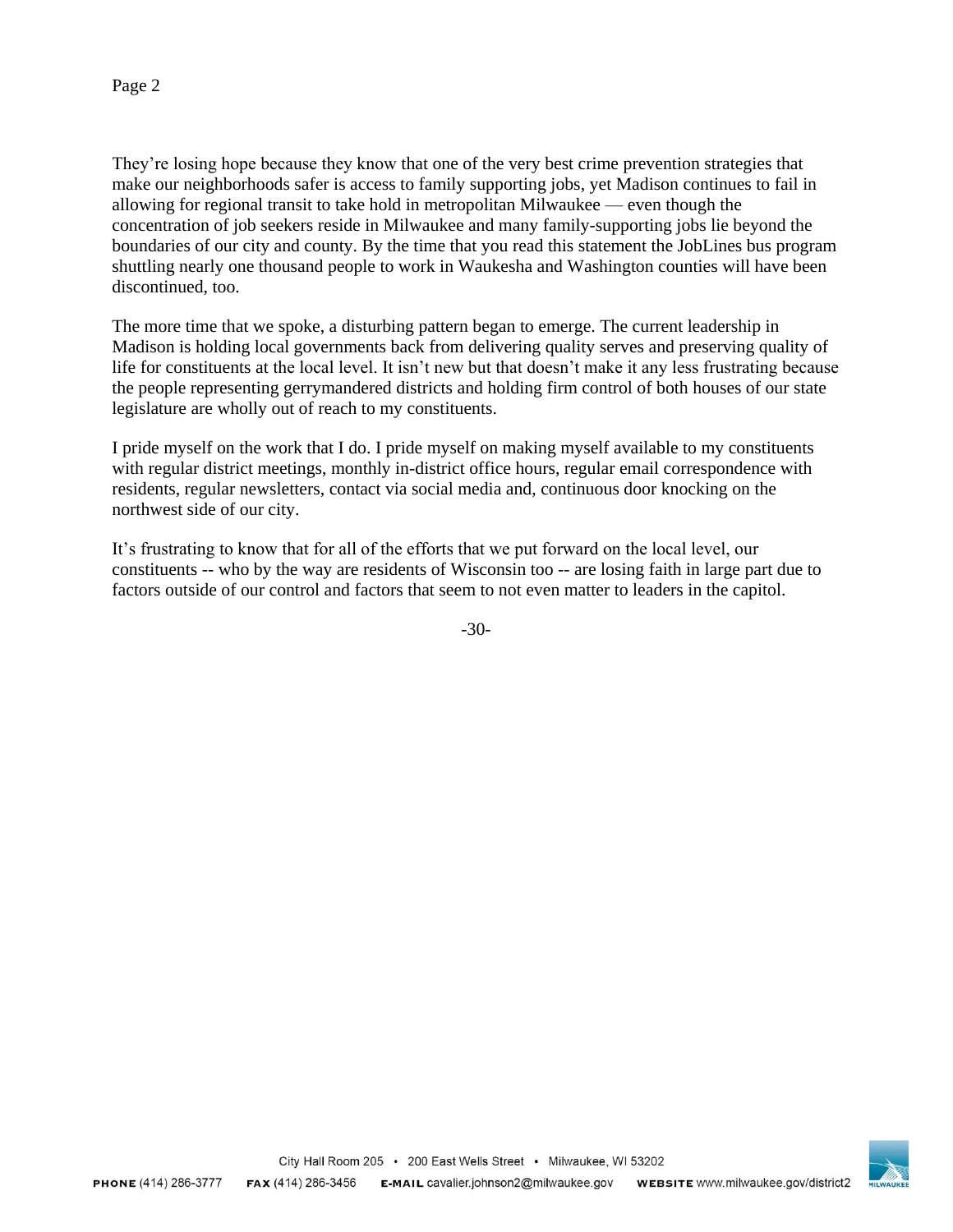They're losing hope because they know that one of the very best crime prevention strategies that make our neighborhoods safer is access to family supporting jobs, yet Madison continues to fail in allowing for regional transit to take hold in metropolitan Milwaukee — even though the concentration of job seekers reside in Milwaukee and many family-supporting jobs lie beyond the boundaries of our city and county. By the time that you read this statement the JobLines bus program shuttling nearly one thousand people to work in Waukesha and Washington counties will have been discontinued, too.

The more time that we spoke, a disturbing pattern began to emerge. The current leadership in Madison is holding local governments back from delivering quality serves and preserving quality of life for constituents at the local level. It isn't new but that doesn't make it any less frustrating because the people representing gerrymandered districts and holding firm control of both houses of our state legislature are wholly out of reach to my constituents.

I pride myself on the work that I do. I pride myself on making myself available to my constituents with regular district meetings, monthly in-district office hours, regular email correspondence with residents, regular newsletters, contact via social media and, continuous door knocking on the northwest side of our city.

It's frustrating to know that for all of the efforts that we put forward on the local level, our constituents -- who by the way are residents of Wisconsin too -- are losing faith in large part due to factors outside of our control and factors that seem to not even matter to leaders in the capitol.

-30-